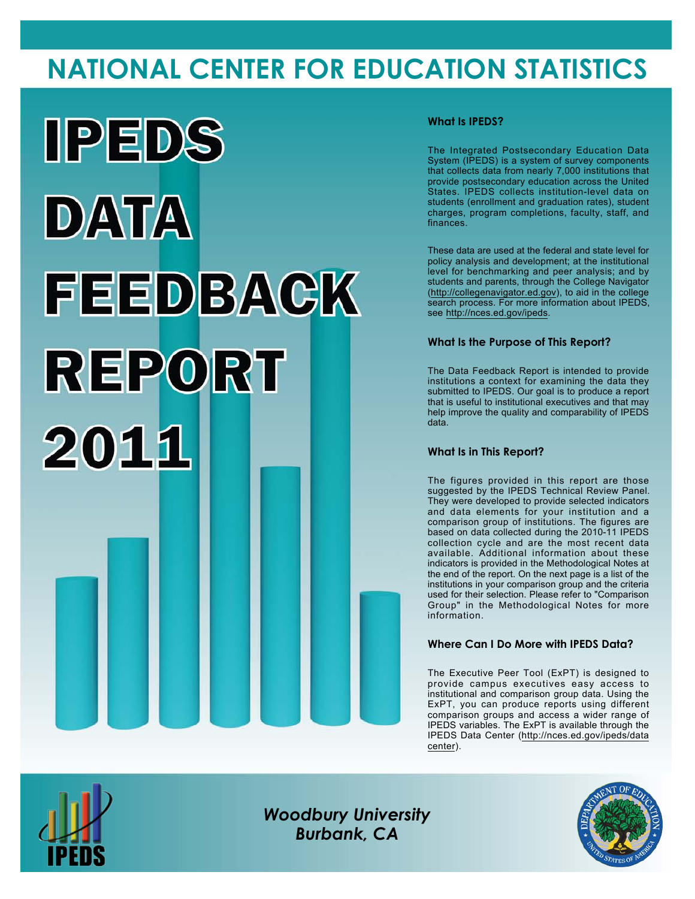# NATIONAL CENTER FOR EDUCATION STATISTICS

# IPEDS DATA FEEDBACK REPORT 2011

### What Is IPEDS?

The Integrated Postsecondary Education Data System (IPEDS) is a system of survey components that collects data from nearly 7,000 institutions that provide postsecondary education across the United States. IPEDS collects institution-level data on students (enrollment and graduation rates), student charges, program completions, faculty, staff, and finances.

These data are used at the federal and state level for policy analysis and development; at the institutional level for benchmarking and peer analysis; and by students and parents, through the College Navigator (http://collegenavigator.ed.gov), to aid in the college search process. For more information about IPEDS, see http://nces.ed.gov/ipeds.

### What Is the Purpose of This Report?

The Data Feedback Report is intended to provide institutions a context for examining the data they submitted to IPEDS. Our goal is to produce a report that is useful to institutional executives and that may help improve the quality and comparability of IPEDS data.

### What Is in This Report?

The figures provided in this report are those suggested by the IPEDS Technical Review Panel. They were developed to provide selected indicators and data elements for your institution and a comparison group of institutions. The figures are based on data collected during the 2010-11 IPEDS collection cycle and are the most recent data available. Additional information about these indicators is provided in the Methodological Notes at the end of the report. On the next page is a list of the institutions in your comparison group and the criteria used for their selection. Please refer to "Comparison Group" in the Methodological Notes for more information.

### Where Can I Do More with IPEDS Data?

The Executive Peer Tool (ExPT) is designed to provide campus executives easy access to institutional and comparison group data. Using the ExPT, you can produce reports using different comparison groups and access a wider range of IPEDS variables. The ExPT is available through the IPEDS Data Center (http://nces.ed.gov/ipeds/datacenter).

*Woodbury University*
*Burbank, CA*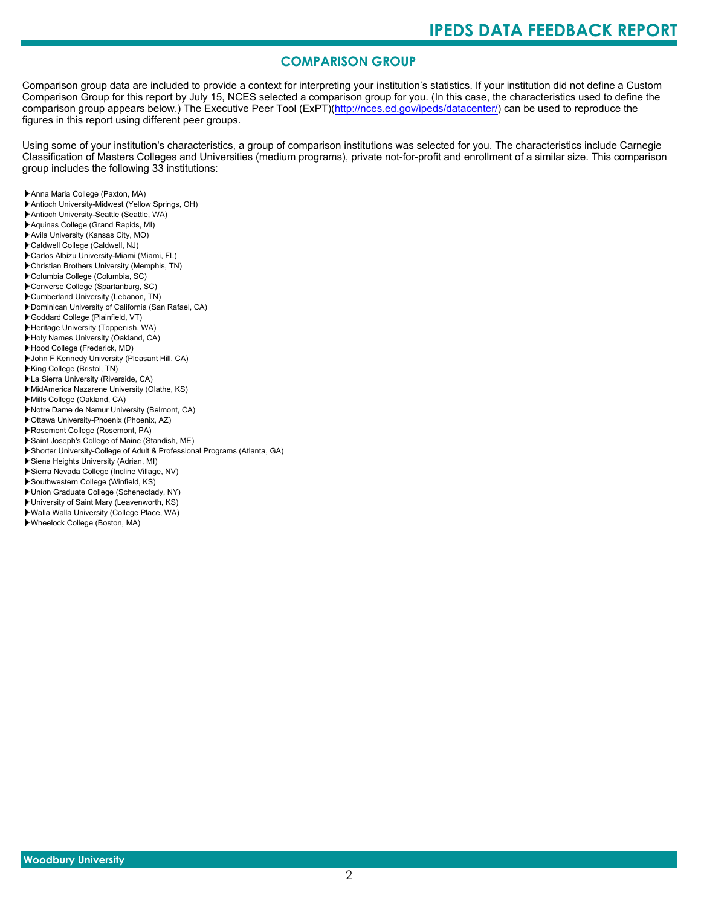## COMPARISON GROUP

Comparison group data are included to provide a context for interpreting your institution's statistics. If your institution did not define a Custom Comparison Group for this report by July 15, NCES selected a comparison group for you. (In this case, the characteristics used to define the comparison group appears below.) The Executive Peer Tool (ExPT)(http://nces.ed.gov/ipeds/datacenter/) can be used to reproduce the figures in this report using different peer groups.

Using some of your institution's characteristics, a group of comparison institutions was selected for you. The characteristics include Carnegie Classification of Masters Colleges and Universities (medium programs), private not-for-profit and enrollment of a similar size. This comparison group includes the following 33 institutions:

- Anna Maria College (Paxton, MA)
- Antioch University-Midwest (Yellow Springs, OH)
- Antioch University-Seattle (Seattle, WA)
- Aquinas College (Grand Rapids, MI)
- Avila University (Kansas City, MO)
- Caldwell College (Caldwell, NJ)
- Carlos Albizu University-Miami (Miami, FL)
- Christian Brothers University (Memphis, TN)
- Columbia College (Columbia, SC)
- Converse College (Spartanburg, SC)
- Cumberland University (Lebanon, TN)
- Dominican University of California (San Rafael, CA)
- Goddard College (Plainfield, VT)
- Heritage University (Toppenish, WA)
- Holy Names University (Oakland, CA)
- Hood College (Frederick, MD)
- John F Kennedy University (Pleasant Hill, CA)
- King College (Bristol, TN)
- La Sierra University (Riverside, CA)
- MidAmerica Nazarene University (Olathe, KS)
- Mills College (Oakland, CA)
- Notre Dame de Namur University (Belmont, CA)
- Ottawa University-Phoenix (Phoenix, AZ)
- Rosemont College (Rosemont, PA)
- Saint Joseph's College of Maine (Standish, ME)
- Shorter University-College of Adult & Professional Programs (Atlanta, GA)
- Siena Heights University (Adrian, MI)
- Sierra Nevada College (Incline Village, NV)
- Southwestern College (Winfield, KS)
- Union Graduate College (Schenectady, NY)
- University of Saint Mary (Leavenworth, KS)
- Walla Walla University (College Place, WA)
- Wheelock College (Boston, MA)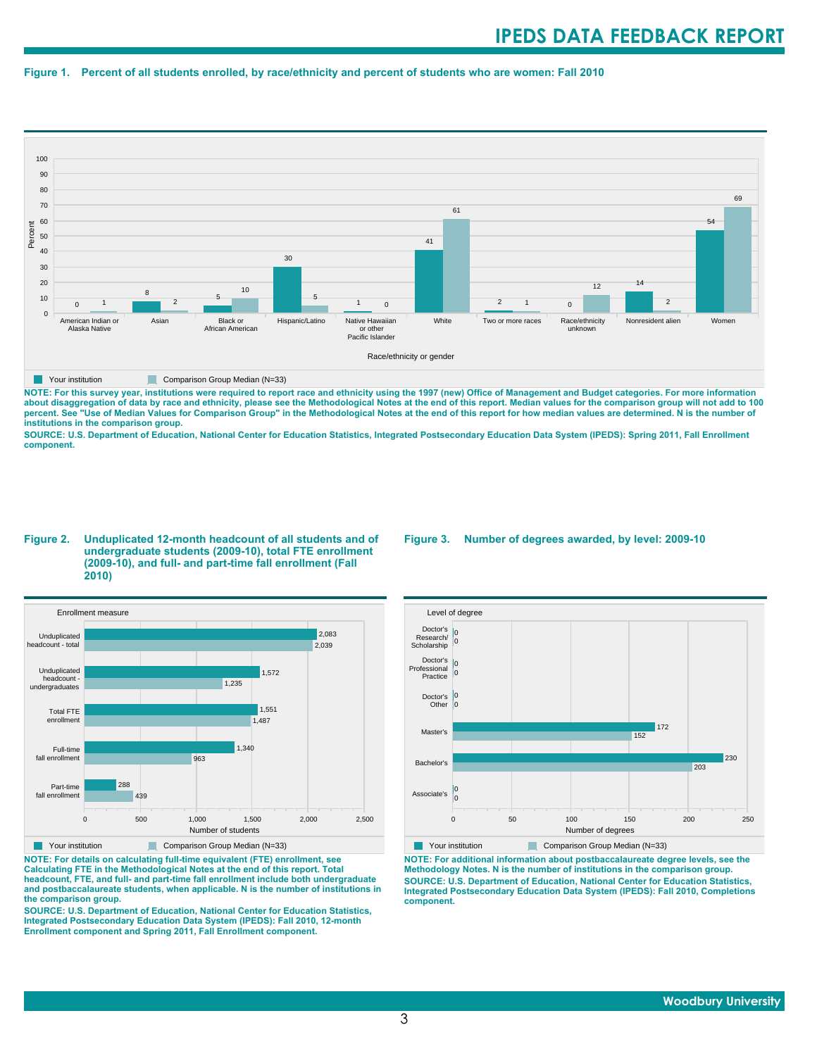**Figure 1. Percent of all students enrolled, by race/ethnicity and percent of students who are women: Fall 2010**

Percent

100
90
80
70
60
50
40
30
20
10
0

American Indian or Alaska Native: 0, 1
Asian: 8, 2
Black or African American: 5, 10
Hispanic/Latino: 30, 5
Native Hawaiian or other Pacific Islander: 1, 0
White: 41, 61
Two or more races: 2, 1
Race/ethnicity unknown: 0, 12
Nonresident alien: 14, 2
Women: 54, 69

Race/ethnicity or gender

Your institution
Comparison Group Median (N=33)

**NOTE: For this survey year, institutions were required to report race and ethnicity using the 1997 (new) Office of Management and Budget categories. For more information about disaggregation of data by race and ethnicity, please see the Methodological Notes at the end of this report. Median values for the comparison group will not add to 100 percent. See "Use of Median Values for Comparison Group" in the Methodological Notes at the end of this report for how median values are determined. N is the number of institutions in the comparison group.**

**SOURCE: U.S. Department of Education, National Center for Education Statistics, Integrated Postsecondary Education Data System (IPEDS): Spring 2011, Fall Enrollment component.**

**Figure 2. Unduplicated 12-month headcount of all students and of undergraduate students (2009-10), total FTE enrollment (2009-10), and full- and part-time fall enrollment (Fall 2010)**

Enrollment measure

Unduplicated headcount - total: 2,083, 2,039
Unduplicated headcount - undergraduates: 1,572, 1,235
Total FTE enrollment: 1,551, 1,487
Full-time fall enrollment: 1,340, 963
Part-time fall enrollment: 288, 439

0
500
1,000
1,500
2,000
2,500

Number of students

Your institution
Comparison Group Median (N=33)

**NOTE: For details on calculating full-time equivalent (FTE) enrollment, see Calculating FTE in the Methodological Notes at the end of this report. Total headcount, FTE, and full- and part-time fall enrollment include both undergraduate and postbaccalaureate students, when applicable. N is the number of institutions in the comparison group.**

**SOURCE: U.S. Department of Education, National Center for Education Statistics, Integrated Postsecondary Education Data System (IPEDS): Fall 2010, 12-month Enrollment component and Spring 2011, Fall Enrollment component.**

**Figure 3. Number of degrees awarded, by level: 2009-10**

Level of degree

Doctor's Research/ Scholarship: 0, 0
Doctor's Professional Practice: 0, 0
Doctor's Other: 0, 0
Master's: 172, 152
Bachelor's: 230, 203
Associate's: 0, 0

0
50
100
150
200
250

Number of degrees

Your institution
Comparison Group Median (N=33)

**NOTE: For additional information about postbaccalaureate degree levels, see the Methodology Notes. N is the number of institutions in the comparison group.**

**SOURCE: U.S. Department of Education, National Center for Education Statistics, Integrated Postsecondary Education Data System (IPEDS): Fall 2010, Completions component.**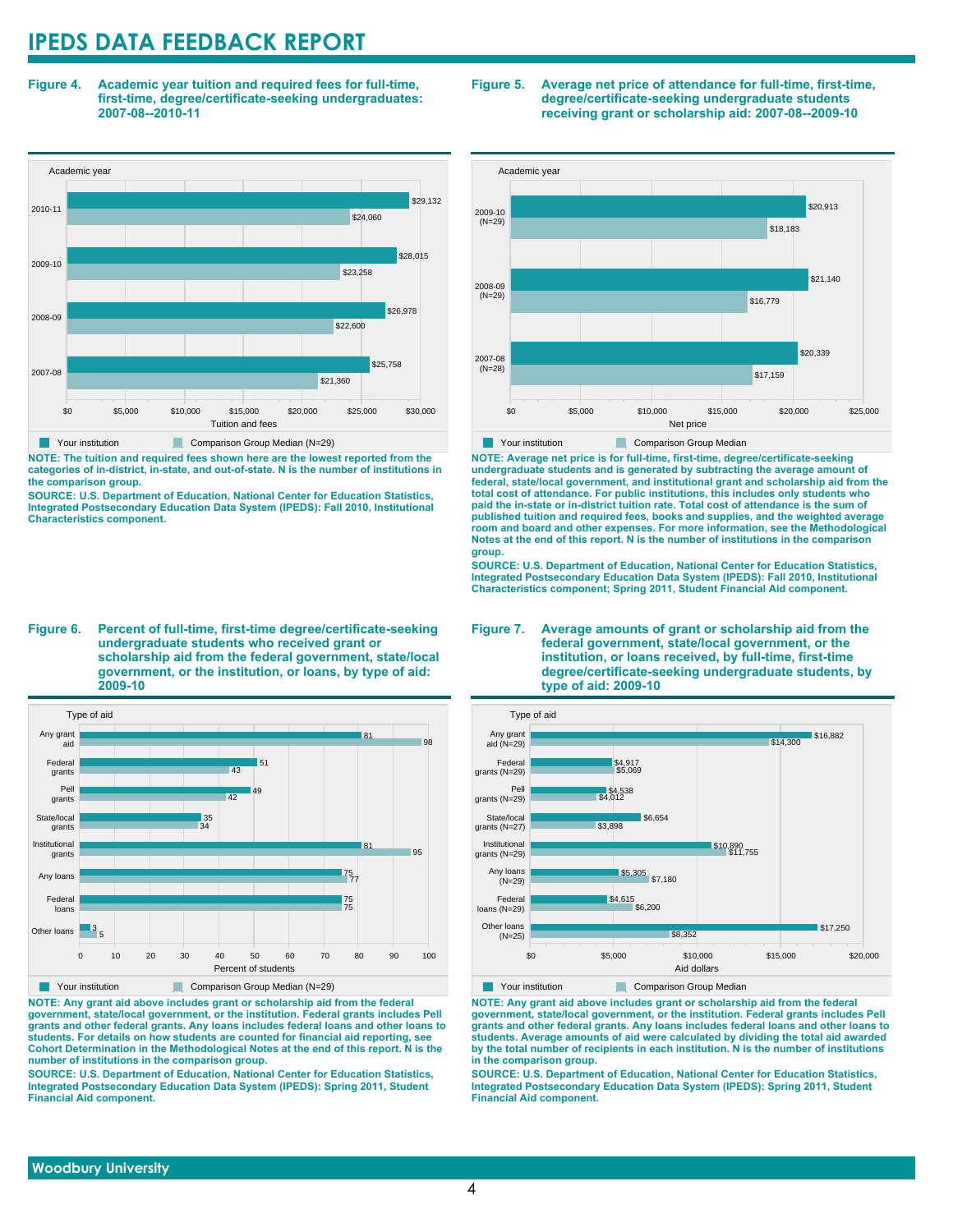**Figure 4. Academic year tuition and required fees for full-time, first-time, degree/certificate-seeking undergraduates: 2007-08--2010-11**

Academic year

2010-11
$29,132
$24,060

2009-10
$28,015
$23,258

2008-09
$26,978
$22,600

2007-08
$25,758
$21,360

$0
$5,000
$10,000
$15,000
$20,000
$25,000
$30,000

Tuition and fees

Your institution
Comparison Group Median (N=29)

NOTE: The tuition and required fees shown here are the lowest reported from the categories of in-district, in-state, and out-of-state. N is the number of institutions in the comparison group.

SOURCE: U.S. Department of Education, National Center for Education Statistics, Integrated Postsecondary Education Data System (IPEDS): Fall 2010, Institutional Characteristics component.

**Figure 5. Average net price of attendance for full-time, first-time, degree/certificate-seeking undergraduate students receiving grant or scholarship aid: 2007-08--2009-10**

Academic year

2009-10 (N=29)
$20,913
$18,183

2008-09 (N=29)
$21,140
$16,779

2007-08 (N=28)
$20,339
$17,159

$0
$5,000
$10,000
$15,000
$20,000
$25,000

Net price

Your institution
Comparison Group Median

NOTE: Average net price is for full-time, first-time, degree/certificate-seeking undergraduate students and is generated by subtracting the average amount of federal, state/local government, and institutional grant and scholarship aid from the total cost of attendance. For public institutions, this includes only students who paid the in-state or in-district tuition rate. Total cost of attendance is the sum of published tuition and required fees, books and supplies, and the weighted average room and board and other expenses. For more information, see the Methodological Notes at the end of this report. N is the number of institutions in the comparison group.

SOURCE: U.S. Department of Education, National Center for Education Statistics, Integrated Postsecondary Education Data System (IPEDS): Fall 2010, Institutional Characteristics component; Spring 2011, Student Financial Aid component.

**Figure 6. Percent of full-time, first-time degree/certificate-seeking undergraduate students who received grant or scholarship aid from the federal government, state/local government, or the institution, or loans, by type of aid: 2009-10**

Type of aid

Any grant aid
81
98

Federal grants
51
43

Pell grants
49
42

State/local grants
35
34

Institutional grants
81
95

Any loans
75
77

Federal loans
75
75

Other loans
3
5

0
10
20
30
40
50
60
70
80
90
100

Percent of students

Your institution
Comparison Group Median (N=29)

NOTE: Any grant aid above includes grant or scholarship aid from the federal government, state/local government, or the institution. Federal grants includes Pell grants and other federal grants. Any loans includes federal loans and other loans to students. For details on how students are counted for financial aid reporting, see Cohort Determination in the Methodological Notes at the end of this report. N is the number of institutions in the comparison group.

SOURCE: U.S. Department of Education, National Center for Education Statistics, Integrated Postsecondary Education Data System (IPEDS): Spring 2011, Student Financial Aid component.

**Figure 7. Average amounts of grant or scholarship aid from the federal government, state/local government, or the institution, or loans received, by full-time, first-time degree/certificate-seeking undergraduate students, by type of aid: 2009-10**

Type of aid

Any grant aid (N=29)
$16,882
$14,300

Federal grants (N=29)
$4,917
$5,069

Pell grants (N=29)
$4,538
$4,012

State/local grants (N=27)
$6,654
$3,898

Institutional grants (N=29)
$10,890
$11,755

Any loans (N=29)
$5,305
$7,180

Federal loans (N=29)
$4,615
$6,200

Other loans (N=25)
$17,250
$8,352

$0
$5,000
$10,000
$15,000
$20,000

Aid dollars

Your institution
Comparison Group Median

NOTE: Any grant aid above includes grant or scholarship aid from the federal government, state/local government, or the institution. Federal grants includes Pell grants and other federal grants. Any loans includes federal loans and other loans to students. Average amounts of aid were calculated by dividing the total aid awarded by the total number of recipients in each institution. N is the number of institutions in the comparison group.

SOURCE: U.S. Department of Education, National Center for Education Statistics, Integrated Postsecondary Education Data System (IPEDS): Spring 2011, Student Financial Aid component.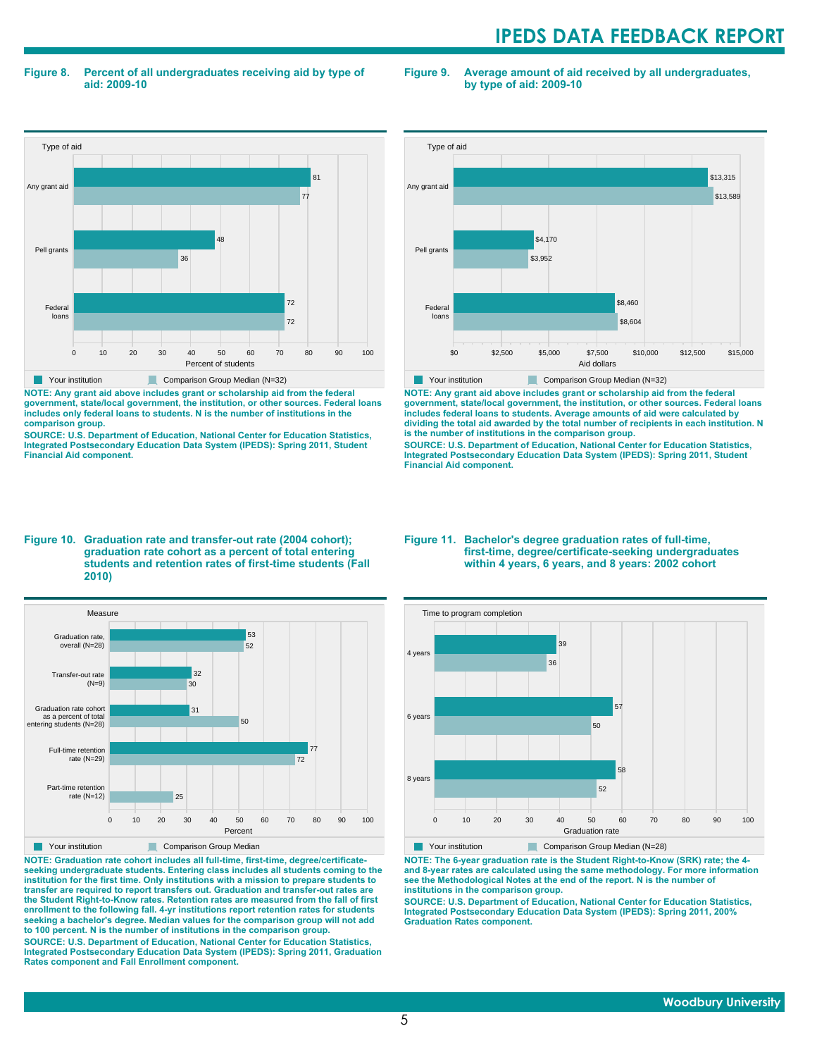**Figure 8. Percent of all undergraduates receiving aid by type of aid: 2009-10**

Type of aid

Any grant aid
81
77

Pell grants
48
36

Federal loans
72
72

0 10 20 30 40 50 60 70 80 90 100

Percent of students

Your institution    Comparison Group Median (N=32)

**NOTE: Any grant aid above includes grant or scholarship aid from the federal government, state/local government, the institution, or other sources. Federal loans includes only federal loans to students. N is the number of institutions in the comparison group.**

**SOURCE: U.S. Department of Education, National Center for Education Statistics, Integrated Postsecondary Education Data System (IPEDS): Spring 2011, Student Financial Aid component.**

**Figure 9. Average amount of aid received by all undergraduates, by type of aid: 2009-10**

Type of aid

Any grant aid
$13,315
$13,589

Pell grants
$4,170
$3,952

Federal loans
$8,460
$8,604

$0 $2,500 $5,000 $7,500 $10,000 $12,500 $15,000

Aid dollars

Your institution    Comparison Group Median (N=32)

**NOTE: Any grant aid above includes grant or scholarship aid from the federal government, state/local government, the institution, or other sources. Federal loans includes federal loans to students. Average amounts of aid were calculated by dividing the total aid awarded by the total number of recipients in each institution. N is the number of institutions in the comparison group.**

**SOURCE: U.S. Department of Education, National Center for Education Statistics, Integrated Postsecondary Education Data System (IPEDS): Spring 2011, Student Financial Aid component.**

**Figure 10. Graduation rate and transfer-out rate (2004 cohort); graduation rate cohort as a percent of total entering students and retention rates of first-time students (Fall 2010)**

Measure

Graduation rate, overall (N=28)
53
52

Transfer-out rate (N=9)
32
30

Graduation rate cohort as a percent of total entering students (N=28)
31
50

Full-time retention rate (N=29)
77
72

Part-time retention rate (N=12)
25

0 10 20 30 40 50 60 70 80 90 100

Percent

Your institution    Comparison Group Median

**NOTE: Graduation rate cohort includes all full-time, first-time, degree/certificate-seeking undergraduate students. Entering class includes all students coming to the institution for the first time. Only institutions with a mission to prepare students to transfer are required to report transfers out. Graduation and transfer-out rates are the Student Right-to-Know rates. Retention rates are measured from the fall of first enrollment to the following fall. 4-yr institutions report retention rates for students seeking a bachelor's degree. Median values for the comparison group will not add to 100 percent. N is the number of institutions in the comparison group.**

**SOURCE: U.S. Department of Education, National Center for Education Statistics, Integrated Postsecondary Education Data System (IPEDS): Spring 2011, Graduation Rates component and Fall Enrollment component.**

**Figure 11. Bachelor's degree graduation rates of full-time, first-time, degree/certificate-seeking undergraduates within 4 years, 6 years, and 8 years: 2002 cohort**

Time to program completion

4 years
39
36

6 years
57
50

8 years
58
52

0 10 20 30 40 50 60 70 80 90 100

Graduation rate

Your institution    Comparison Group Median (N=28)

**NOTE: The 6-year graduation rate is the Student Right-to-Know (SRK) rate; the 4- and 8-year rates are calculated using the same methodology. For more information see the Methodological Notes at the end of the report. N is the number of institutions in the comparison group.**

**SOURCE: U.S. Department of Education, National Center for Education Statistics, Integrated Postsecondary Education Data System (IPEDS): Spring 2011, 200% Graduation Rates component.**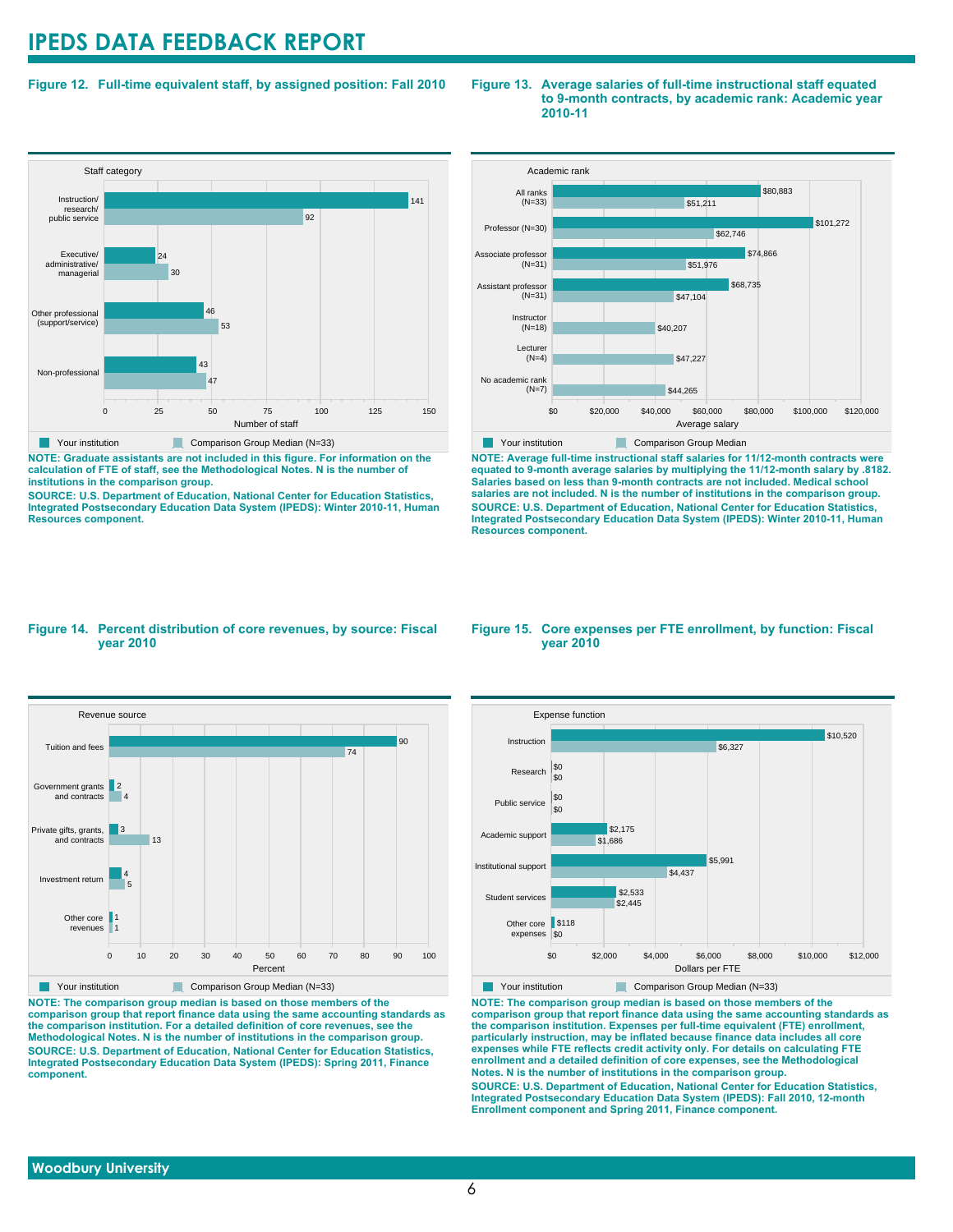# IPEDS DATA FEEDBACK REPORT

**Figure 12. Full-time equivalent staff, by assigned position: Fall 2010**

Staff category

Instruction/ research/ public service
141
92

Executive/ administrative/ managerial
24
30

Other professional (support/service)
46
53

Non-professional
43
47

0
25
50
75
100
125
150
Number of staff

Your institution
Comparison Group Median (N=33)

**NOTE: Graduate assistants are not included in this figure. For information on the calculation of FTE of staff, see the Methodological Notes. N is the number of institutions in the comparison group.**

**SOURCE: U.S. Department of Education, National Center for Education Statistics, Integrated Postsecondary Education Data System (IPEDS): Winter 2010-11, Human Resources component.**

**Figure 13. Average salaries of full-time instructional staff equated to 9-month contracts, by academic rank: Academic year 2010-11**

Academic rank

All ranks (N=33)
$80,883
$51,211

Professor (N=30)
$101,272
$62,746

Associate professor (N=31)
$74,866
$51,976

Assistant professor (N=31)
$68,735
$47,104

Instructor (N=18)
$40,207

Lecturer (N=4)
$47,227

No academic rank (N=7)
$44,265

$0
$20,000
$40,000
$60,000
$80,000
$100,000
$120,000
Average salary

Your institution
Comparison Group Median

**NOTE: Average full-time instructional staff salaries for 11/12-month contracts were equated to 9-month average salaries by multiplying the 11/12-month salary by .8182. Salaries based on less than 9-month contracts are not included. Medical school salaries are not included. N is the number of institutions in the comparison group.**

**SOURCE: U.S. Department of Education, National Center for Education Statistics, Integrated Postsecondary Education Data System (IPEDS): Winter 2010-11, Human Resources component.**

**Figure 14. Percent distribution of core revenues, by source: Fiscal year 2010**

Revenue source

Tuition and fees
90
74

Government grants and contracts
2
4

Private gifts, grants, and contracts
3
13

Investment return
4
5

Other core revenues
1
1

0
10
20
30
40
50
60
70
80
90
100
Percent

Your institution
Comparison Group Median (N=33)

**NOTE: The comparison group median is based on those members of the comparison group that report finance data using the same accounting standards as the comparison institution. For a detailed definition of core revenues, see the Methodological Notes. N is the number of institutions in the comparison group.**

**SOURCE: U.S. Department of Education, National Center for Education Statistics, Integrated Postsecondary Education Data System (IPEDS): Spring 2011, Finance component.**

**Figure 15. Core expenses per FTE enrollment, by function: Fiscal year 2010**

Expense function

Instruction
$10,520
$6,327

Research
$0
$0

Public service
$0
$0

Academic support
$2,175
$1,686

Institutional support
$5,991
$4,437

Student services
$2,533
$2,445

Other core expenses
$118
$0

$0
$2,000
$4,000
$6,000
$8,000
$10,000
$12,000
Dollars per FTE

Your institution
Comparison Group Median (N=33)

**NOTE: The comparison group median is based on those members of the comparison group that report finance data using the same accounting standards as the comparison institution. Expenses per full-time equivalent (FTE) enrollment, particularly instruction, may be inflated because finance data includes all core expenses while FTE reflects credit activity only. For details on calculating FTE enrollment and a detailed definition of core expenses, see the Methodological Notes. N is the number of institutions in the comparison group.**

**SOURCE: U.S. Department of Education, National Center for Education Statistics, Integrated Postsecondary Education Data System (IPEDS): Fall 2010, 12-month Enrollment component and Spring 2011, Finance component.**

Woodbury University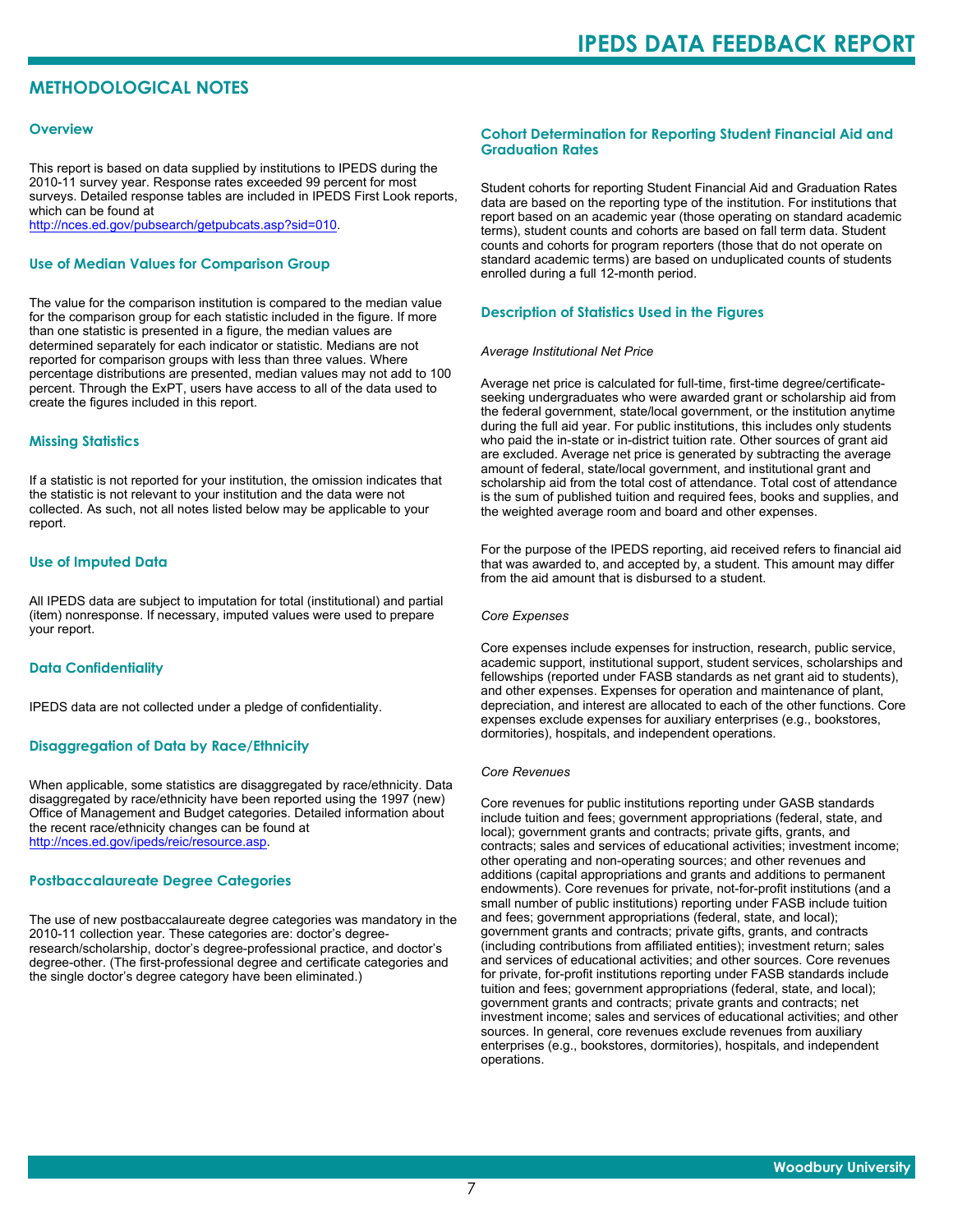# METHODOLOGICAL NOTES

### Overview

This report is based on data supplied by institutions to IPEDS during the 2010-11 survey year. Response rates exceeded 99 percent for most surveys. Detailed response tables are included in IPEDS First Look reports, which can be found at http://nces.ed.gov/pubsearch/getpubcats.asp?sid=010.

### Use of Median Values for Comparison Group

The value for the comparison institution is compared to the median value for the comparison group for each statistic included in the figure. If more than one statistic is presented in a figure, the median values are determined separately for each indicator or statistic. Medians are not reported for comparison groups with less than three values. Where percentage distributions are presented, median values may not add to 100 percent. Through the ExPT, users have access to all of the data used to create the figures included in this report.

### Missing Statistics

If a statistic is not reported for your institution, the omission indicates that the statistic is not relevant to your institution and the data were not collected. As such, not all notes listed below may be applicable to your report.

### Use of Imputed Data

All IPEDS data are subject to imputation for total (institutional) and partial (item) nonresponse. If necessary, imputed values were used to prepare your report.

### Data Confidentiality

IPEDS data are not collected under a pledge of confidentiality.

### Disaggregation of Data by Race/Ethnicity

When applicable, some statistics are disaggregated by race/ethnicity. Data disaggregated by race/ethnicity have been reported using the 1997 (new) Office of Management and Budget categories. Detailed information about the recent race/ethnicity changes can be found at http://nces.ed.gov/ipeds/reic/resource.asp.

### Postbaccalaureate Degree Categories

The use of new postbaccalaureate degree categories was mandatory in the 2010-11 collection year. These categories are: doctor's degree-research/scholarship, doctor's degree-professional practice, and doctor's degree-other. (The first-professional degree and certificate categories and the single doctor's degree category have been eliminated.)

### Cohort Determination for Reporting Student Financial Aid and Graduation Rates

Student cohorts for reporting Student Financial Aid and Graduation Rates data are based on the reporting type of the institution. For institutions that report based on an academic year (those operating on standard academic terms), student counts and cohorts are based on fall term data. Student counts and cohorts for program reporters (those that do not operate on standard academic terms) are based on unduplicated counts of students enrolled during a full 12-month period.

### Description of Statistics Used in the Figures

*Average Institutional Net Price*

Average net price is calculated for full-time, first-time degree/certificate-seeking undergraduates who were awarded grant or scholarship aid from the federal government, state/local government, or the institution anytime during the full aid year. For public institutions, this includes only students who paid the in-state or in-district tuition rate. Other sources of grant aid are excluded. Average net price is generated by subtracting the average amount of federal, state/local government, and institutional grant and scholarship aid from the total cost of attendance. Total cost of attendance is the sum of published tuition and required fees, books and supplies, and the weighted average room and board and other expenses.

For the purpose of the IPEDS reporting, aid received refers to financial aid that was awarded to, and accepted by, a student. This amount may differ from the aid amount that is disbursed to a student.

*Core Expenses*

Core expenses include expenses for instruction, research, public service, academic support, institutional support, student services, scholarships and fellowships (reported under FASB standards as net grant aid to students), and other expenses. Expenses for operation and maintenance of plant, depreciation, and interest are allocated to each of the other functions. Core expenses exclude expenses for auxiliary enterprises (e.g., bookstores, dormitories), hospitals, and independent operations.

*Core Revenues*

Core revenues for public institutions reporting under GASB standards include tuition and fees; government appropriations (federal, state, and local); government grants and contracts; private gifts, grants, and contracts; sales and services of educational activities; investment income; other operating and non-operating sources; and other revenues and additions (capital appropriations and grants and additions to permanent endowments). Core revenues for private, not-for-profit institutions (and a small number of public institutions) reporting under FASB include tuition and fees; government appropriations (federal, state, and local); government grants and contracts; private gifts, grants, and contracts (including contributions from affiliated entities); investment return; sales and services of educational activities; and other sources. Core revenues for private, for-profit institutions reporting under FASB standards include tuition and fees; government appropriations (federal, state, and local); government grants and contracts; private grants and contracts; net investment income; sales and services of educational activities; and other sources. In general, core revenues exclude revenues from auxiliary enterprises (e.g., bookstores, dormitories), hospitals, and independent operations.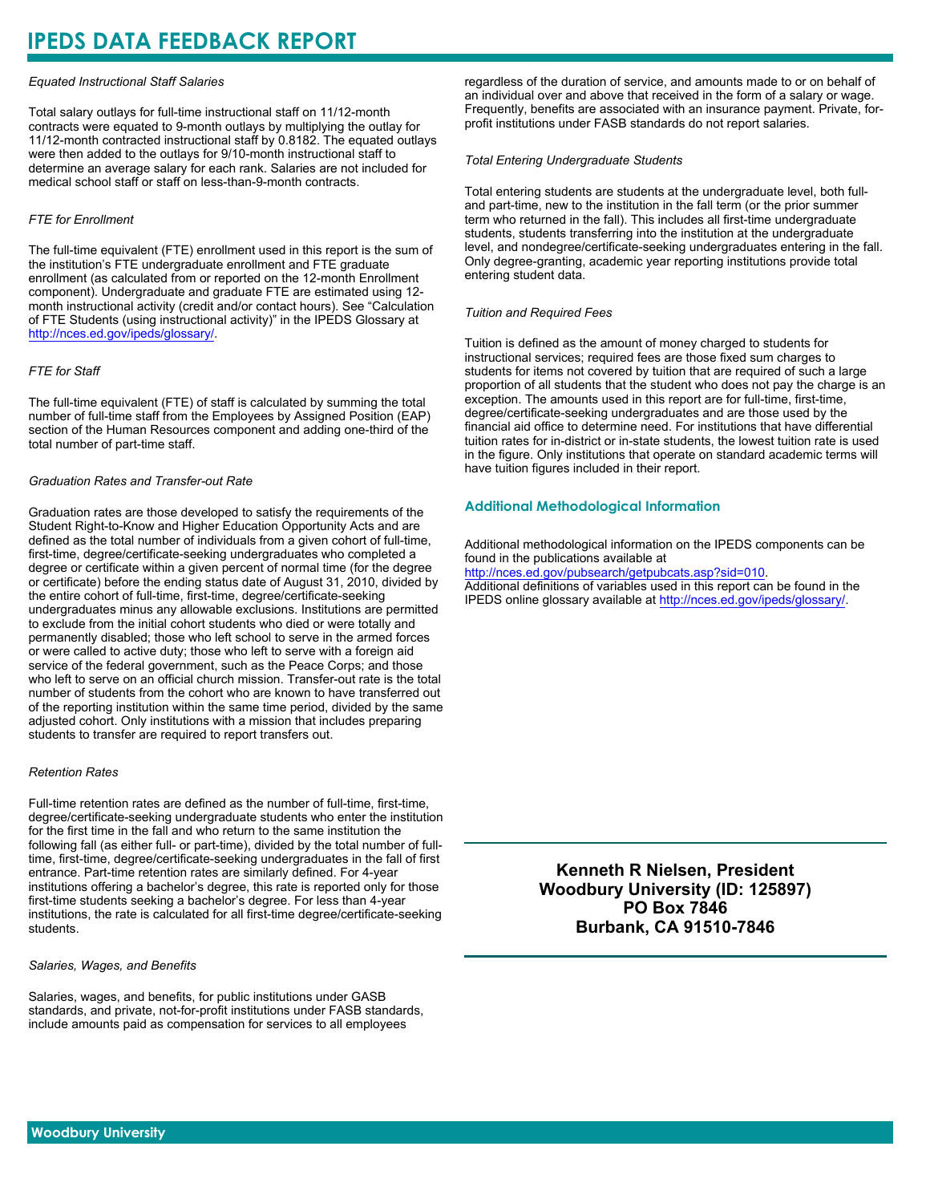*Equated Instructional Staff Salaries*

Total salary outlays for full-time instructional staff on 11/12-month contracts were equated to 9-month outlays by multiplying the outlay for 11/12-month contracted instructional staff by 0.8182. The equated outlays were then added to the outlays for 9/10-month instructional staff to determine an average salary for each rank. Salaries are not included for medical school staff or staff on less-than-9-month contracts.

*FTE for Enrollment*

The full-time equivalent (FTE) enrollment used in this report is the sum of the institution's FTE undergraduate enrollment and FTE graduate enrollment (as calculated from or reported on the 12-month Enrollment component). Undergraduate and graduate FTE are estimated using 12-month instructional activity (credit and/or contact hours). See "Calculation of FTE Students (using instructional activity)" in the IPEDS Glossary at http://nces.ed.gov/ipeds/glossary/.

*FTE for Staff*

The full-time equivalent (FTE) of staff is calculated by summing the total number of full-time staff from the Employees by Assigned Position (EAP) section of the Human Resources component and adding one-third of the total number of part-time staff.

*Graduation Rates and Transfer-out Rate*

Graduation rates are those developed to satisfy the requirements of the Student Right-to-Know and Higher Education Opportunity Acts and are defined as the total number of individuals from a given cohort of full-time, first-time, degree/certificate-seeking undergraduates who completed a degree or certificate within a given percent of normal time (for the degree or certificate) before the ending status date of August 31, 2010, divided by the entire cohort of full-time, first-time, degree/certificate-seeking undergraduates minus any allowable exclusions. Institutions are permitted to exclude from the initial cohort students who died or were totally and permanently disabled; those who left school to serve in the armed forces or were called to active duty; those who left to serve with a foreign aid service of the federal government, such as the Peace Corps; and those who left to serve on an official church mission. Transfer-out rate is the total number of students from the cohort who are known to have transferred out of the reporting institution within the same time period, divided by the same adjusted cohort. Only institutions with a mission that includes preparing students to transfer are required to report transfers out.

*Retention Rates*

Full-time retention rates are defined as the number of full-time, first-time, degree/certificate-seeking undergraduate students who enter the institution for the first time in the fall and who return to the same institution the following fall (as either full- or part-time), divided by the total number of full-time, first-time, degree/certificate-seeking undergraduates in the fall of first entrance. Part-time retention rates are similarly defined. For 4-year institutions offering a bachelor's degree, this rate is reported only for those first-time students seeking a bachelor's degree. For less than 4-year institutions, the rate is calculated for all first-time degree/certificate-seeking students.

*Salaries, Wages, and Benefits*

Salaries, wages, and benefits, for public institutions under GASB standards, and private, not-for-profit institutions under FASB standards, include amounts paid as compensation for services to all employees regardless of the duration of service, and amounts made to or on behalf of an individual over and above that received in the form of a salary or wage. Frequently, benefits are associated with an insurance payment. Private, for-profit institutions under FASB standards do not report salaries.

*Total Entering Undergraduate Students*

Total entering students are students at the undergraduate level, both full- and part-time, new to the institution in the fall term (or the prior summer term who returned in the fall). This includes all first-time undergraduate students, students transferring into the institution at the undergraduate level, and nondegree/certificate-seeking undergraduates entering in the fall. Only degree-granting, academic year reporting institutions provide total entering student data.

*Tuition and Required Fees*

Tuition is defined as the amount of money charged to students for instructional services; required fees are those fixed sum charges to students for items not covered by tuition that are required of such a large proportion of all students that the student who does not pay the charge is an exception. The amounts used in this report are for full-time, first-time, degree/certificate-seeking undergraduates and are those used by the financial aid office to determine need. For institutions that have differential tuition rates for in-district or in-state students, the lowest tuition rate is used in the figure. Only institutions that operate on standard academic terms will have tuition figures included in their report.

## Additional Methodological Information

Additional methodological information on the IPEDS components can be found in the publications available at http://nces.ed.gov/pubsearch/getpubcats.asp?sid=010.
Additional definitions of variables used in this report can be found in the IPEDS online glossary available at http://nces.ed.gov/ipeds/glossary/.

**Kenneth R Nielsen, President**
**Woodbury University (ID: 125897)**
**PO Box 7846**
**Burbank, CA 91510-7846**